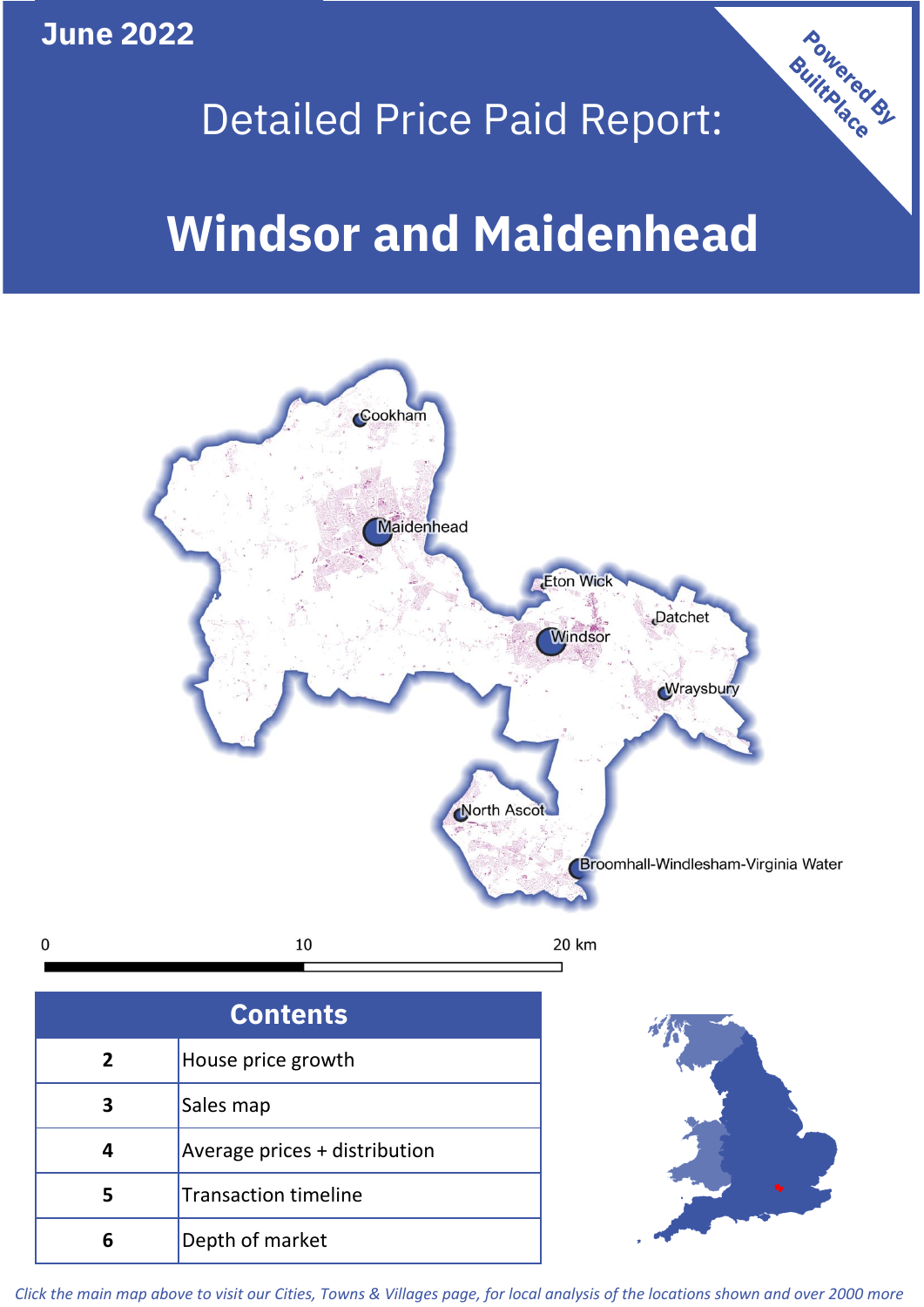June 2022

# Detailed Price Paid Report:

# Windsor and Maidenhead

Powered By BuiltPlace

Cookham
Maidenhead
Eton Wick
Datchet
Windsor
Wraysbury
North Ascot
Broomhall-Windlesham-Virginia Water

0 10 20 km

| Contents | |
|---|---|
| 2 | House price growth |
| 3 | Sales map |
| 4 | Average prices + distribution |
| 5 | Transaction timeline |
| 6 | Depth of market |

*Click the main map above to visit our Cities, Towns & Villages page, for local analysis of the locations shown and over 2000 more*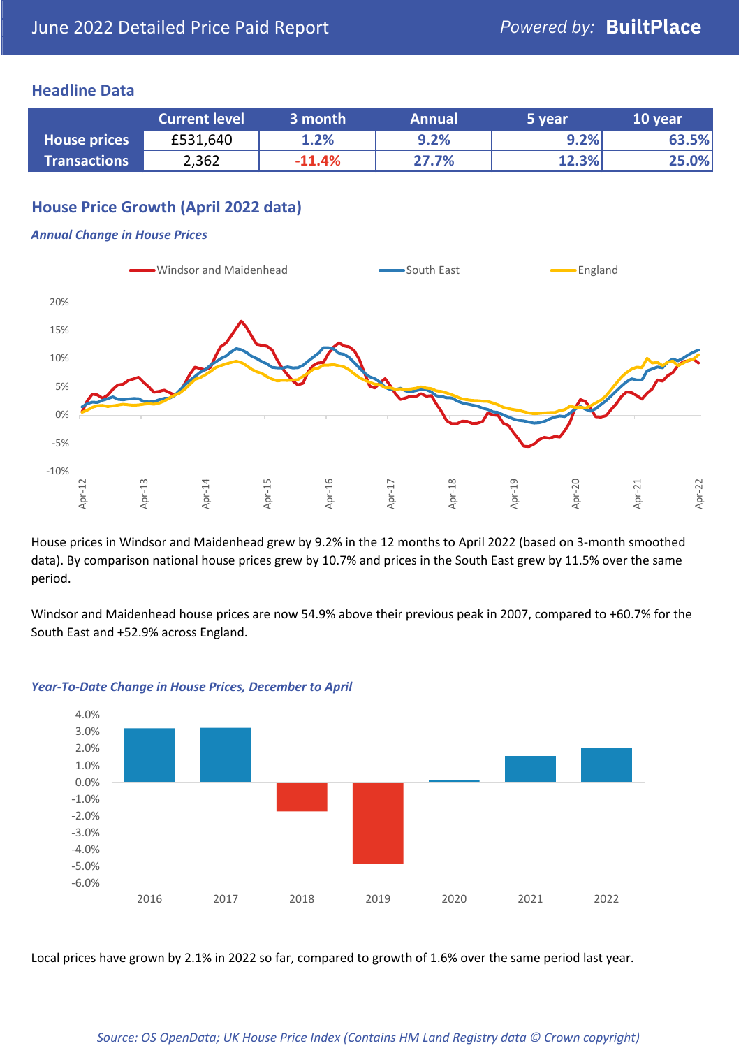# June 2022 Detailed Price Paid Report

Powered by: **BuiltPlace**

## Headline Data

| | Current level | 3 month | Annual | 5 year | 10 year |
|---|---|---|---|---|---|
| **House prices** | £531,640 | 1.2% | 9.2% | 9.2% | 63.5% |
| **Transactions** | 2,362 | -11.4% | 27.7% | 12.3% | 25.0% |

## House Price Growth (April 2022 data)

### *Annual Change in House Prices*

House prices in Windsor and Maidenhead grew by 9.2% in the 12 months to April 2022 (based on 3-month smoothed data). By comparison national house prices grew by 10.7% and prices in the South East grew by 11.5% over the same period.

Windsor and Maidenhead house prices are now 54.9% above their previous peak in 2007, compared to +60.7% for the South East and +52.9% across England.

### *Year-To-Date Change in House Prices, December to April*

Local prices have grown by 2.1% in 2022 so far, compared to growth of 1.6% over the same period last year.

*Source: OS OpenData; UK House Price Index (Contains HM Land Registry data © Crown copyright)*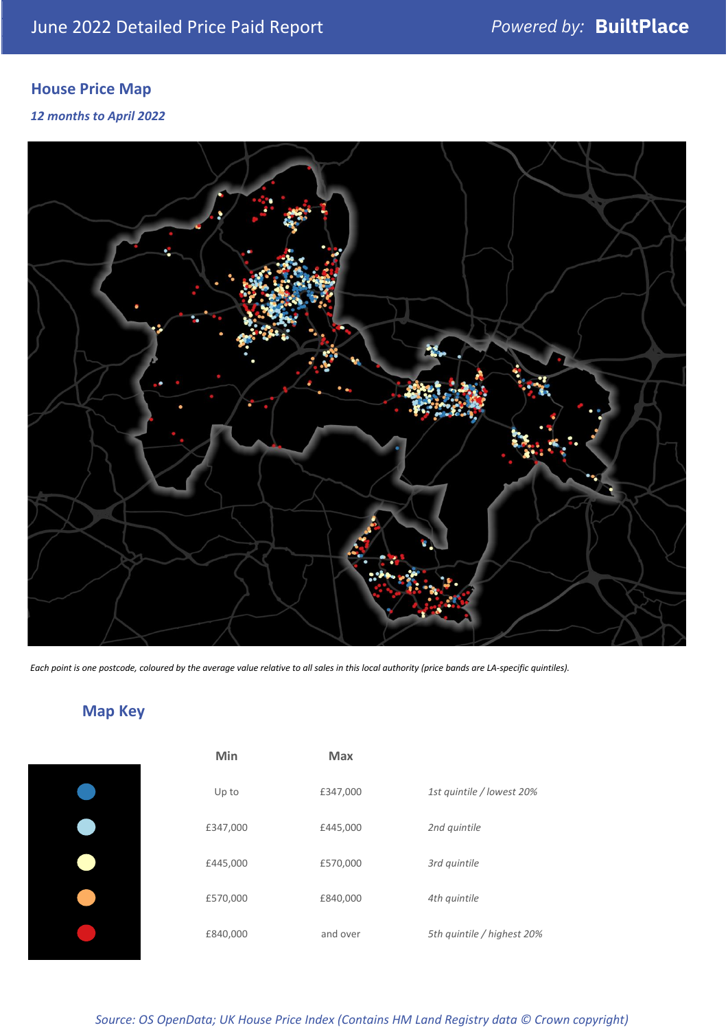# June 2022 Detailed Price Paid Report

*Powered by:* **BuiltPlace**

## House Price Map

***12 months to April 2022***

*Each point is one postcode, coloured by the average value relative to all sales in this local authority (price bands are LA-specific quintiles).*

## Map Key

| | Min | Max | |
|---|---|---|---|
| (dark blue) | Up to | £347,000 | *1st quintile / lowest 20%* |
| (light blue) | £347,000 | £445,000 | *2nd quintile* |
| (pale yellow) | £445,000 | £570,000 | *3rd quintile* |
| (orange) | £570,000 | £840,000 | *4th quintile* |
| (red) | £840,000 | and over | *5th quintile / highest 20%* |

*Source: OS OpenData; UK House Price Index (Contains HM Land Registry data © Crown copyright)*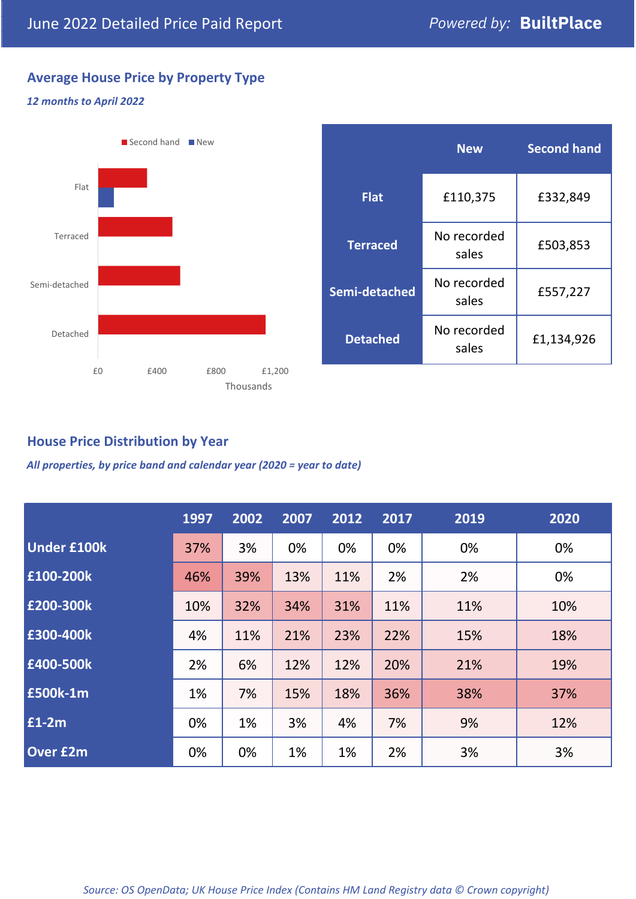# June 2022 Detailed Price Paid Report

*Powered by:* **BuiltPlace**

## Average House Price by Property Type

***12 months to April 2022***

| | New | Second hand |
|---|---|---|
| **Flat** | £110,375 | £332,849 |
| **Terraced** | No recorded sales | £503,853 |
| **Semi-detached** | No recorded sales | £557,227 |
| **Detached** | No recorded sales | £1,134,926 |

## House Price Distribution by Year

***All properties, by price band and calendar year (2020 = year to date)***

| | 1997 | 2002 | 2007 | 2012 | 2017 | 2019 | 2020 |
|---|---|---|---|---|---|---|---|
| **Under £100k** | 37% | 3% | 0% | 0% | 0% | 0% | 0% |
| **£100-200k** | 46% | 39% | 13% | 11% | 2% | 2% | 0% |
| **£200-300k** | 10% | 32% | 34% | 31% | 11% | 11% | 10% |
| **£300-400k** | 4% | 11% | 21% | 23% | 22% | 15% | 18% |
| **£400-500k** | 2% | 6% | 12% | 12% | 20% | 21% | 19% |
| **£500k-1m** | 1% | 7% | 15% | 18% | 36% | 38% | 37% |
| **£1-2m** | 0% | 1% | 3% | 4% | 7% | 9% | 12% |
| **Over £2m** | 0% | 0% | 1% | 1% | 2% | 3% | 3% |

*Source: OS OpenData; UK House Price Index (Contains HM Land Registry data © Crown copyright)*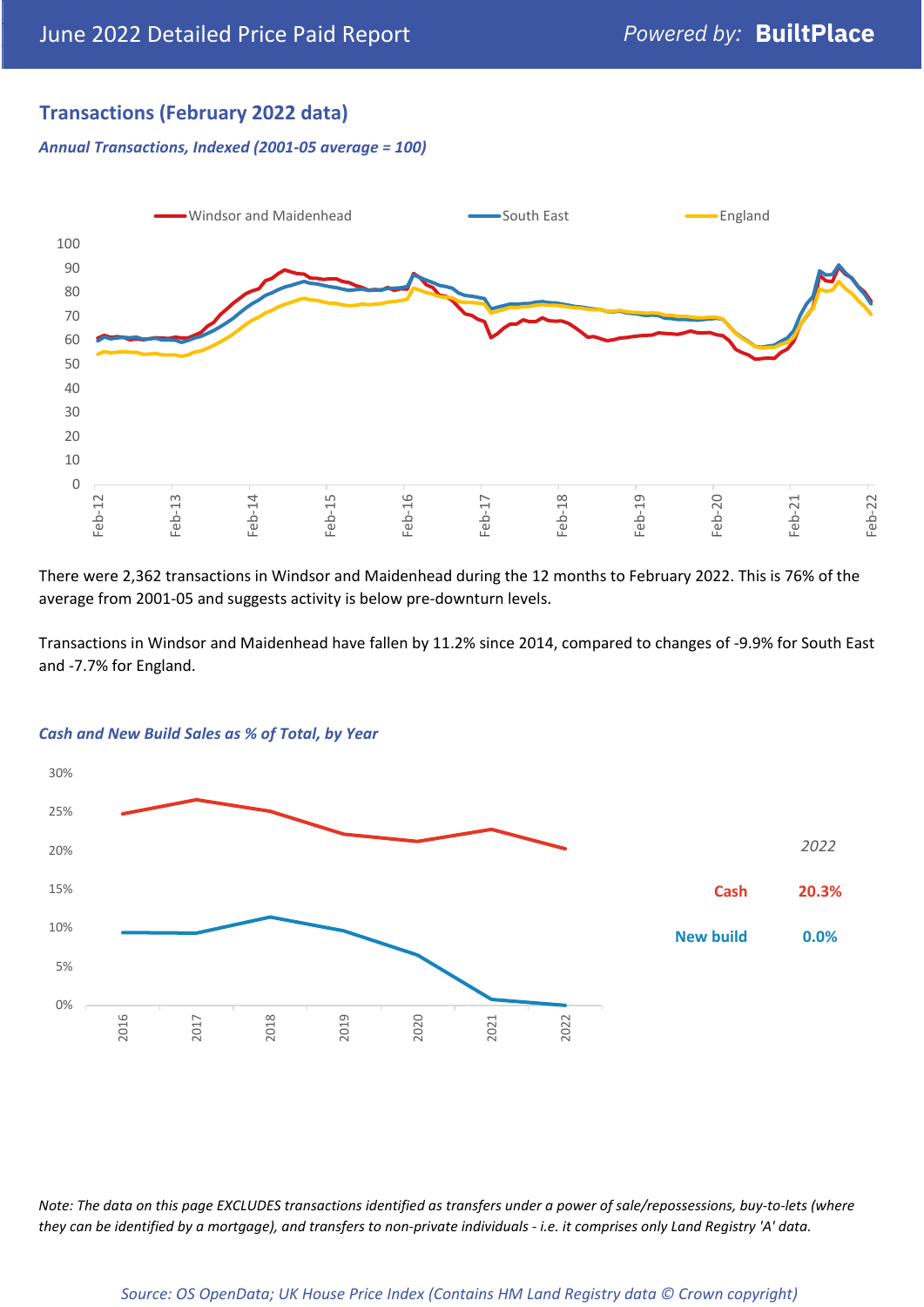## Transactions (February 2022 data)

***Annual Transactions, Indexed (2001-05 average = 100)***

There were 2,362 transactions in Windsor and Maidenhead during the 12 months to February 2022. This is 76% of the average from 2001-05 and suggests activity is below pre-downturn levels.

Transactions in Windsor and Maidenhead have fallen by 11.2% since 2014, compared to changes of -9.9% for South East and -7.7% for England.

***Cash and New Build Sales as % of Total, by Year***

*2022*

**Cash** **20.3%**

**New build** **0.0%**

*Note: The data on this page EXCLUDES transactions identified as transfers under a power of sale/repossessions, buy-to-lets (where they can be identified by a mortgage), and transfers to non-private individuals - i.e. it comprises only Land Registry 'A' data.*

*Source: OS OpenData; UK House Price Index (Contains HM Land Registry data © Crown copyright)*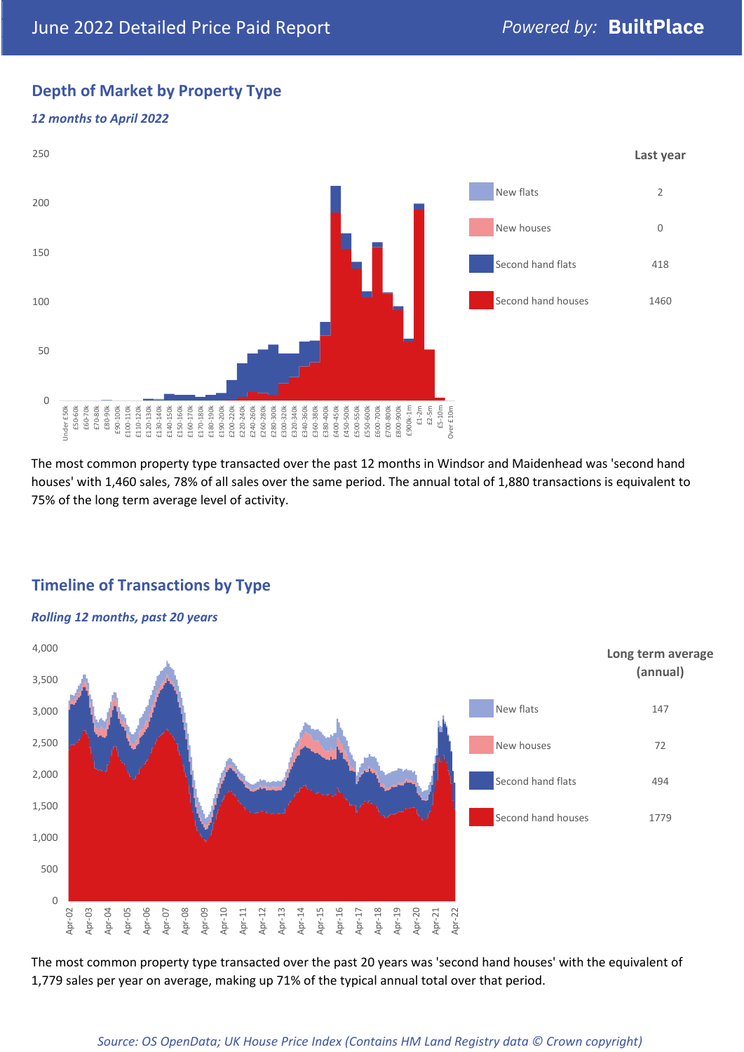June 2022 Detailed Price Paid Report

Powered by: **BuiltPlace**

## Depth of Market by Property Type

*12 months to April 2022*

250
200
150
100
50
0

Under £50k, £50-60k, £60-70k, £70-80k, £80-90k, £90-100k, £100-110k, £110-120k, £120-130k, £130-140k, £140-150k, £150-160k, £160-170k, £170-180k, £180-190k, £190-200k, £200-220k, £220-240k, £240-260k, £260-280k, £280-300k, £300-320k, £320-340k, £340-360k, £360-380k, £380-400k, £400-450k, £450-500k, £500-550k, £550-600k, £600-700k, £700-800k, £800-900k, £900k-1m, £1-2m, £2-5m, £5-10m, Over £10m

Last year

New flats 2
New houses 0
Second hand flats 418
Second hand houses 1460

The most common property type transacted over the past 12 months in Windsor and Maidenhead was 'second hand houses' with 1,460 sales, 78% of all sales over the same period. The annual total of 1,880 transactions is equivalent to 75% of the long term average level of activity.

## Timeline of Transactions by Type

*Rolling 12 months, past 20 years*

4,000
3,500
3,000
2,500
2,000
1,500
1,000
500
0

Apr-02, Apr-03, Apr-04, Apr-05, Apr-06, Apr-07, Apr-08, Apr-09, Apr-10, Apr-11, Apr-12, Apr-13, Apr-14, Apr-15, Apr-16, Apr-17, Apr-18, Apr-19, Apr-20, Apr-21, Apr-22

Long term average (annual)

New flats 147
New houses 72
Second hand flats 494
Second hand houses 1779

The most common property type transacted over the past 20 years was 'second hand houses' with the equivalent of 1,779 sales per year on average, making up 71% of the typical annual total over that period.

*Source: OS OpenData; UK House Price Index (Contains HM Land Registry data © Crown copyright)*